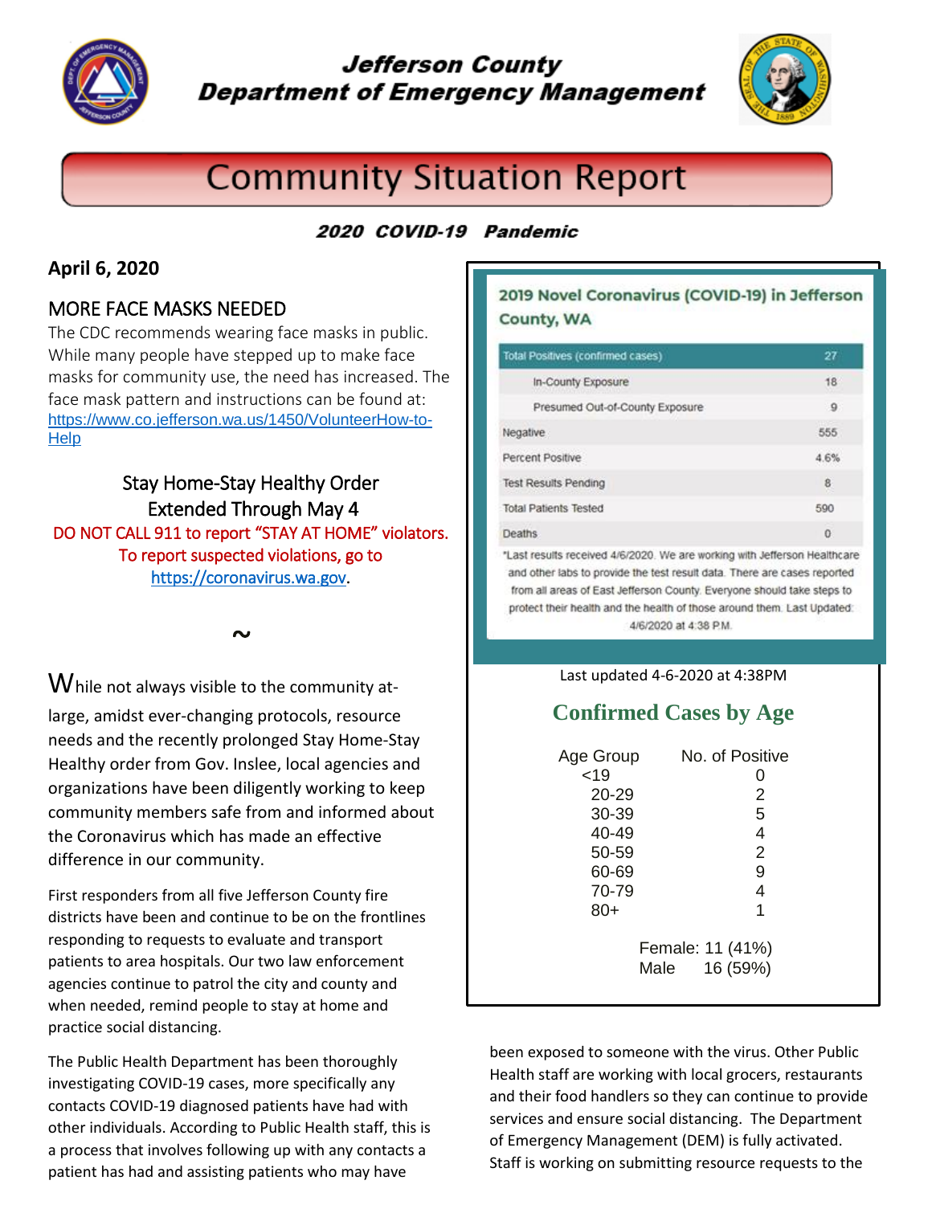# Jefferson County Department of Emergency Management

## Community Situation Report

***2020 COVID-19 Pandemic***

**April 6, 2020**

### MORE FACE MASKS NEEDED

The CDC recommends wearing face masks in public. While many people have stepped up to make face masks for community use, the need has increased. The face mask pattern and instructions can be found at: https://www.co.jefferson.wa.us/1450/VolunteerHow-to-Help

### Stay Home-Stay Healthy Order Extended Through May 4

DO NOT CALL 911 to report "STAY AT HOME" violators. To report suspected violations, go to https://coronavirus.wa.gov.

~

While not always visible to the community at-large, amidst ever-changing protocols, resource needs and the recently prolonged Stay Home-Stay Healthy order from Gov. Inslee, local agencies and organizations have been diligently working to keep community members safe from and informed about the Coronavirus which has made an effective difference in our community.

First responders from all five Jefferson County fire districts have been and continue to be on the frontlines responding to requests to evaluate and transport patients to area hospitals. Our two law enforcement agencies continue to patrol the city and county and when needed, remind people to stay at home and practice social distancing.

The Public Health Department has been thoroughly investigating COVID-19 cases, more specifically any contacts COVID-19 diagnosed patients have had with other individuals. According to Public Health staff, this is a process that involves following up with any contacts a patient has had and assisting patients who may have been exposed to someone with the virus. Other Public Health staff are working with local grocers, restaurants and their food handlers so they can continue to provide services and ensure social distancing. The Department of Emergency Management (DEM) is fully activated. Staff is working on submitting resource requests to the

---

**2019 Novel Coronavirus (COVID-19) in Jefferson County, WA**

| Category | Count |
|---|---|
| Total Positives (confirmed cases) | 27 |
| In-County Exposure | 18 |
| Presumed Out-of-County Exposure | 9 |
| Negative | 555 |
| Percent Positive | 4.6% |
| Test Results Pending | 8 |
| Total Patients Tested | 590 |
| Deaths | 0 |

*Last results received 4/6/2020. We are working with Jefferson Healthcare and other labs to provide the test result data. There are cases reported from all areas of East Jefferson County. Everyone should take steps to protect their health and the health of those around them. Last Updated: 4/6/2020 at 4:38 P.M.

Last updated 4-6-2020 at 4:38PM

**Confirmed Cases by Age**

| Age Group | No. of Positive |
|---|---|
| <19 | 0 |
| 20-29 | 2 |
| 30-39 | 5 |
| 40-49 | 4 |
| 50-59 | 2 |
| 60-69 | 9 |
| 70-79 | 4 |
| 80+ | 1 |

Female: 11 (41%)
Male 16 (59%)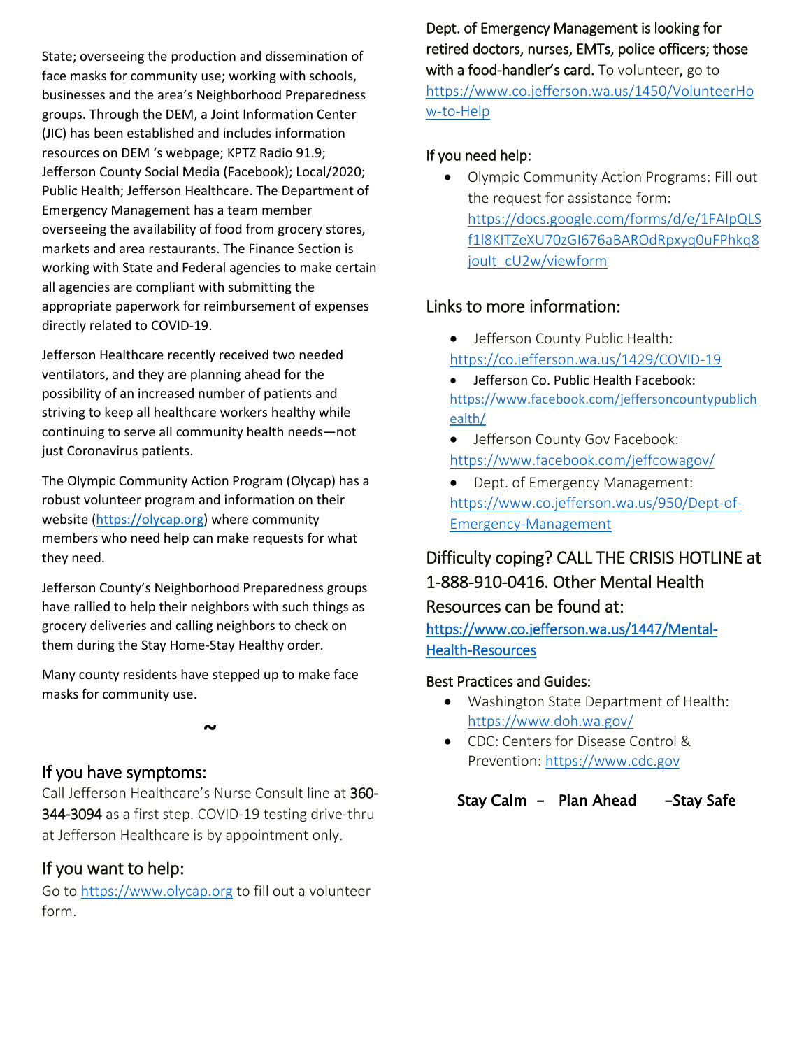State; overseeing the production and dissemination of face masks for community use; working with schools, businesses and the area's Neighborhood Preparedness groups. Through the DEM, a Joint Information Center (JIC) has been established and includes information resources on DEM 's webpage; KPTZ Radio 91.9; Jefferson County Social Media (Facebook); Local/2020; Public Health; Jefferson Healthcare. The Department of Emergency Management has a team member overseeing the availability of food from grocery stores, markets and area restaurants. The Finance Section is working with State and Federal agencies to make certain all agencies are compliant with submitting the appropriate paperwork for reimbursement of expenses directly related to COVID-19.

Jefferson Healthcare recently received two needed ventilators, and they are planning ahead for the possibility of an increased number of patients and striving to keep all healthcare workers healthy while continuing to serve all community health needs—not just Coronavirus patients.

The Olympic Community Action Program (Olycap) has a robust volunteer program and information on their website (https://olycap.org) where community members who need help can make requests for what they need.

Jefferson County's Neighborhood Preparedness groups have rallied to help their neighbors with such things as grocery deliveries and calling neighbors to check on them during the Stay Home-Stay Healthy order.

Many county residents have stepped up to make face masks for community use.

~

## If you have symptoms:

Call Jefferson Healthcare's Nurse Consult line at **360-344-3094** as a first step. COVID-19 testing drive-thru at Jefferson Healthcare is by appointment only.

## If you want to help:

Go to https://www.olycap.org to fill out a volunteer form.

**Dept. of Emergency Management is looking for retired doctors, nurses, EMTs, police officers; those with a food-handler's card.** To volunteer, go to https://www.co.jefferson.wa.us/1450/VolunteerHow-to-Help

### If you need help:

- Olympic Community Action Programs: Fill out the request for assistance form: https://docs.google.com/forms/d/e/1FAIpQLSf1l8KITZeXU70zGI676aBARОdRpxyq0uFPhkq8joult_cU2w/viewform

## Links to more information:

- Jefferson County Public Health: https://co.jefferson.wa.us/1429/COVID-19
- Jefferson Co. Public Health Facebook: https://www.facebook.com/jeffersoncountypublichealth/
- Jefferson County Gov Facebook: https://www.facebook.com/jeffcowagov/
- Dept. of Emergency Management: https://www.co.jefferson.wa.us/950/Dept-of-Emergency-Management

## Difficulty coping? CALL THE CRISIS HOTLINE at 1-888-910-0416. Other Mental Health Resources can be found at:

https://www.co.jefferson.wa.us/1447/Mental-Health-Resources

### Best Practices and Guides:

- Washington State Department of Health: https://www.doh.wa.gov/
- CDC: Centers for Disease Control & Prevention: https://www.cdc.gov

**Stay Calm – Plan Ahead –Stay Safe**